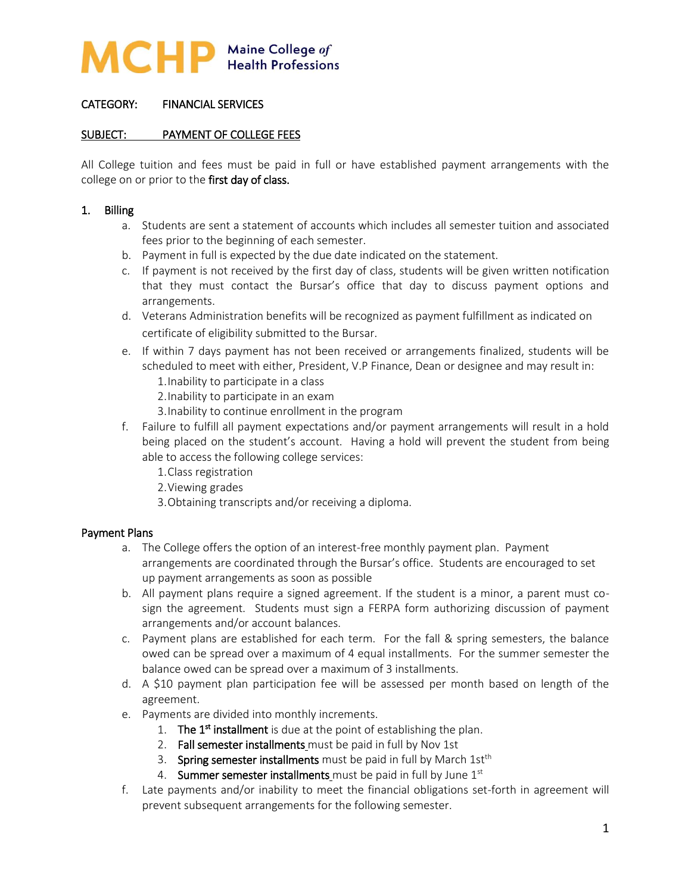**MCHP** Maine College *of* Health Professions

CATEGORY: FINANCIAL SERVICES

SUBJECT: PAYMENT OF COLLEGE FEES

All College tuition and fees must be paid in full or have established payment arrangements with the college on or prior to the **first day of class.**

## 1. Billing

a. Students are sent a statement of accounts which includes all semester tuition and associated fees prior to the beginning of each semester.

b. Payment in full is expected by the due date indicated on the statement.

c. If payment is not received by the first day of class, students will be given written notification that they must contact the Bursar's office that day to discuss payment options and arrangements.

d. Veterans Administration benefits will be recognized as payment fulfillment as indicated on certificate of eligibility submitted to the Bursar.

e. If within 7 days payment has not been received or arrangements finalized, students will be scheduled to meet with either, President, V.P Finance, Dean or designee and may result in:
   1. Inability to participate in a class
   2. Inability to participate in an exam
   3. Inability to continue enrollment in the program

f. Failure to fulfill all payment expectations and/or payment arrangements will result in a hold being placed on the student's account. Having a hold will prevent the student from being able to access the following college services:
   1. Class registration
   2. Viewing grades
   3. Obtaining transcripts and/or receiving a diploma.

## Payment Plans

a. The College offers the option of an interest-free monthly payment plan. Payment arrangements are coordinated through the Bursar's office. Students are encouraged to set up payment arrangements as soon as possible

b. All payment plans require a signed agreement. If the student is a minor, a parent must co-sign the agreement. Students must sign a FERPA form authorizing discussion of payment arrangements and/or account balances.

c. Payment plans are established for each term. For the fall & spring semesters, the balance owed can be spread over a maximum of 4 equal installments. For the summer semester the balance owed can be spread over a maximum of 3 installments.

d. A $10 payment plan participation fee will be assessed per month based on length of the agreement.

e. Payments are divided into monthly increments.
   1. **The 1st installment** is due at the point of establishing the plan.
   2. **Fall semester installments** must be paid in full by Nov 1st
   3. **Spring semester installments** must be paid in full by March 1st
   4. **Summer semester installments** must be paid in full by June 1st

f. Late payments and/or inability to meet the financial obligations set-forth in agreement will prevent subsequent arrangements for the following semester.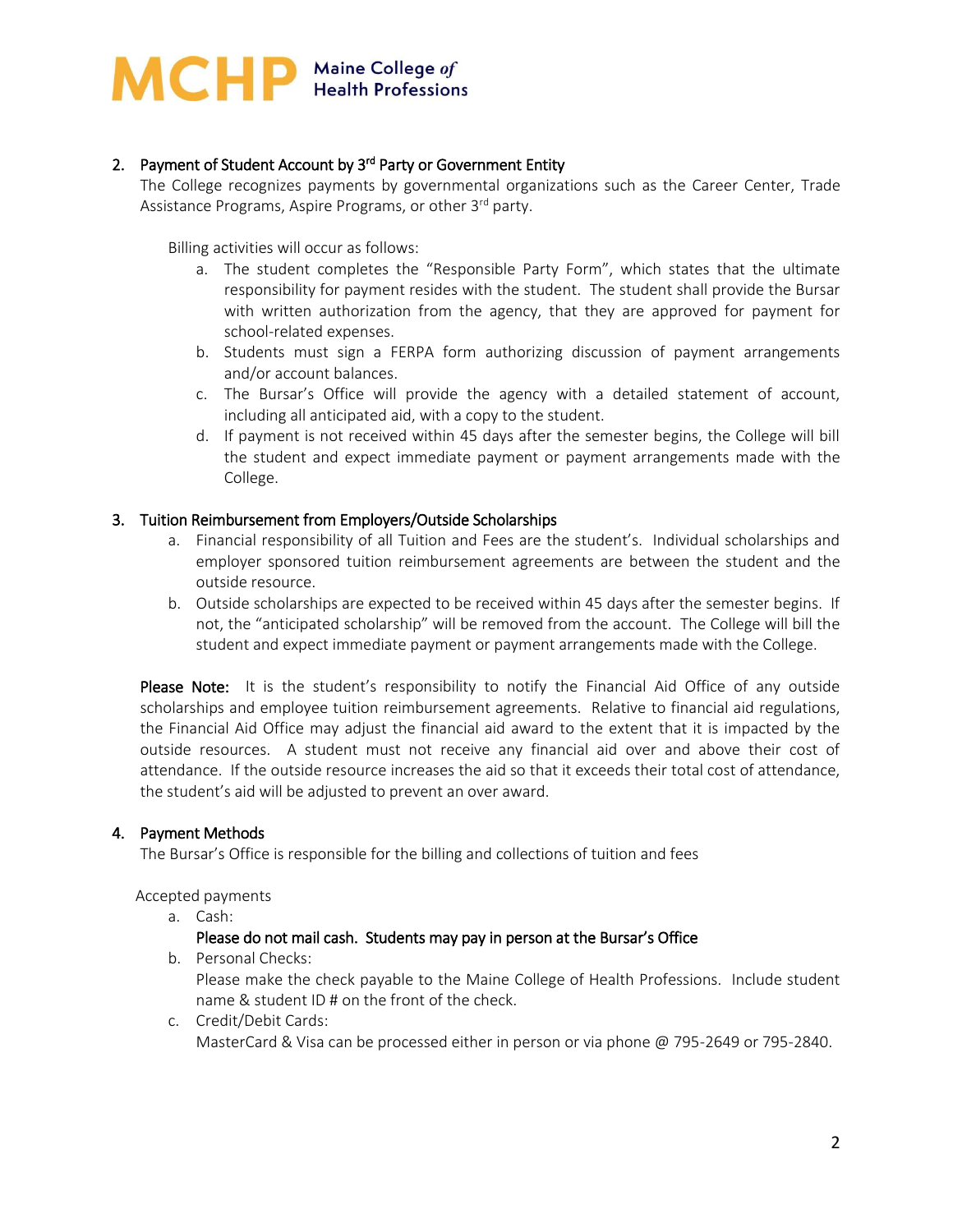2. **Payment of Student Account by 3rd Party or Government Entity**

   The College recognizes payments by governmental organizations such as the Career Center, Trade Assistance Programs, Aspire Programs, or other 3rd party.

   Billing activities will occur as follows:

   a. The student completes the "Responsible Party Form", which states that the ultimate responsibility for payment resides with the student. The student shall provide the Bursar with written authorization from the agency, that they are approved for payment for school-related expenses.
   b. Students must sign a FERPA form authorizing discussion of payment arrangements and/or account balances.
   c. The Bursar's Office will provide the agency with a detailed statement of account, including all anticipated aid, with a copy to the student.
   d. If payment is not received within 45 days after the semester begins, the College will bill the student and expect immediate payment or payment arrangements made with the College.

3. **Tuition Reimbursement from Employers/Outside Scholarships**

   a. Financial responsibility of all Tuition and Fees are the student's. Individual scholarships and employer sponsored tuition reimbursement agreements are between the student and the outside resource.
   b. Outside scholarships are expected to be received within 45 days after the semester begins. If not, the "anticipated scholarship" will be removed from the account. The College will bill the student and expect immediate payment or payment arrangements made with the College.

   **Please Note:** It is the student's responsibility to notify the Financial Aid Office of any outside scholarships and employee tuition reimbursement agreements. Relative to financial aid regulations, the Financial Aid Office may adjust the financial aid award to the extent that it is impacted by the outside resources. A student must not receive any financial aid over and above their cost of attendance. If the outside resource increases the aid so that it exceeds their total cost of attendance, the student's aid will be adjusted to prevent an over award.

4. **Payment Methods**

   The Bursar's Office is responsible for the billing and collections of tuition and fees

   Accepted payments

   a. Cash:
      **Please do not mail cash. Students may pay in person at the Bursar's Office**
   b. Personal Checks:
      Please make the check payable to the Maine College of Health Professions. Include student name & student ID # on the front of the check.
   c. Credit/Debit Cards:
      MasterCard & Visa can be processed either in person or via phone @ 795-2649 or 795-2840.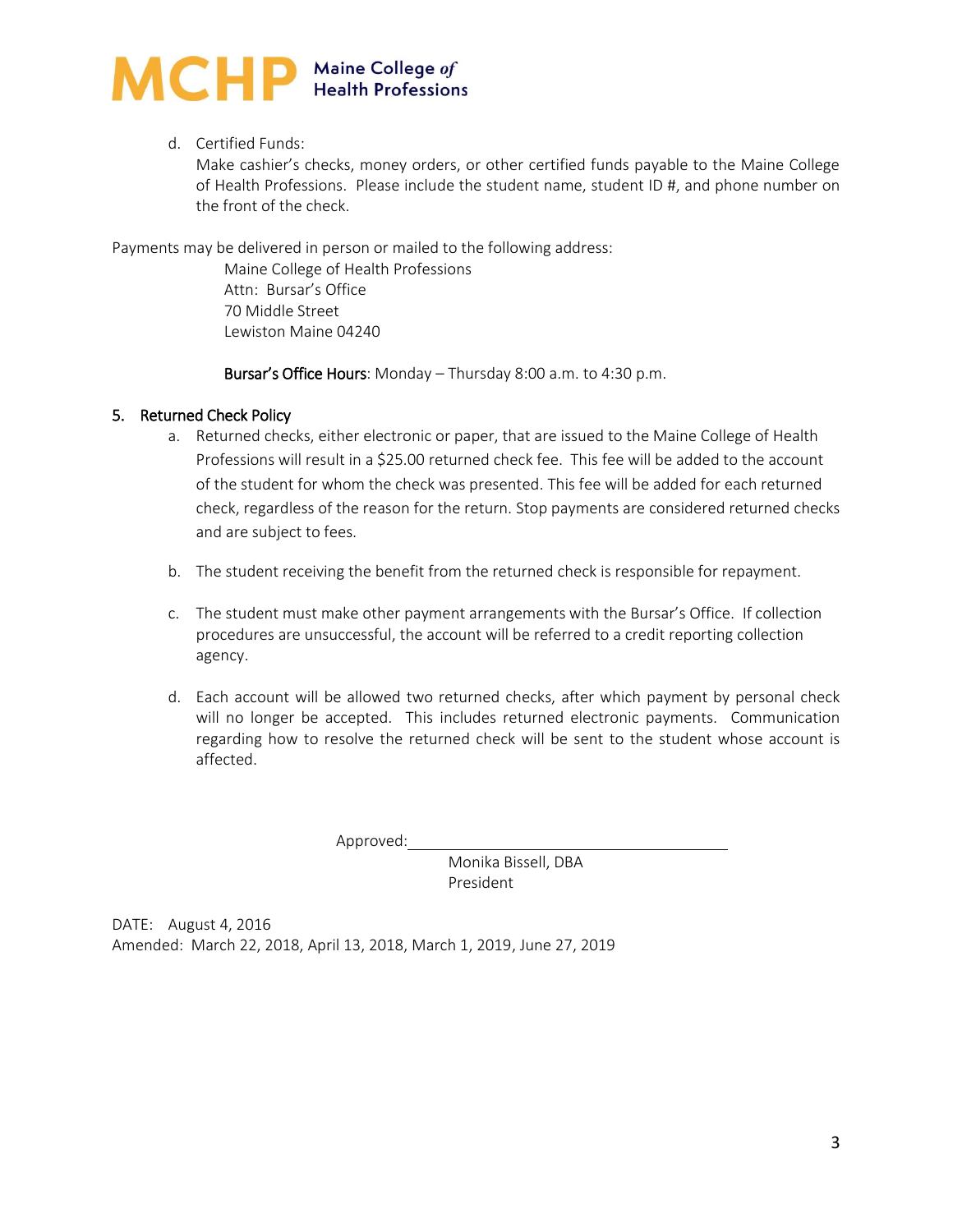d. Certified Funds:
   Make cashier's checks, money orders, or other certified funds payable to the Maine College of Health Professions. Please include the student name, student ID #, and phone number on the front of the check.

Payments may be delivered in person or mailed to the following address:

Maine College of Health Professions
Attn: Bursar's Office
70 Middle Street
Lewiston Maine 04240

**Bursar's Office Hours**: Monday – Thursday 8:00 a.m. to 4:30 p.m.

## 5. Returned Check Policy

a. Returned checks, either electronic or paper, that are issued to the Maine College of Health Professions will result in a $25.00 returned check fee. This fee will be added to the account of the student for whom the check was presented. This fee will be added for each returned check, regardless of the reason for the return. Stop payments are considered returned checks and are subject to fees.

b. The student receiving the benefit from the returned check is responsible for repayment.

c. The student must make other payment arrangements with the Bursar's Office. If collection procedures are unsuccessful, the account will be referred to a credit reporting collection agency.

d. Each account will be allowed two returned checks, after which payment by personal check will no longer be accepted. This includes returned electronic payments. Communication regarding how to resolve the returned check will be sent to the student whose account is affected.

Approved:\_\_\_\_\_\_\_\_\_\_\_\_\_\_\_\_\_\_\_\_\_\_\_\_\_\_\_\_\_\_\_\_\_\_\_\_
Monika Bissell, DBA
President

DATE: August 4, 2016
Amended: March 22, 2018, April 13, 2018, March 1, 2019, June 27, 2019